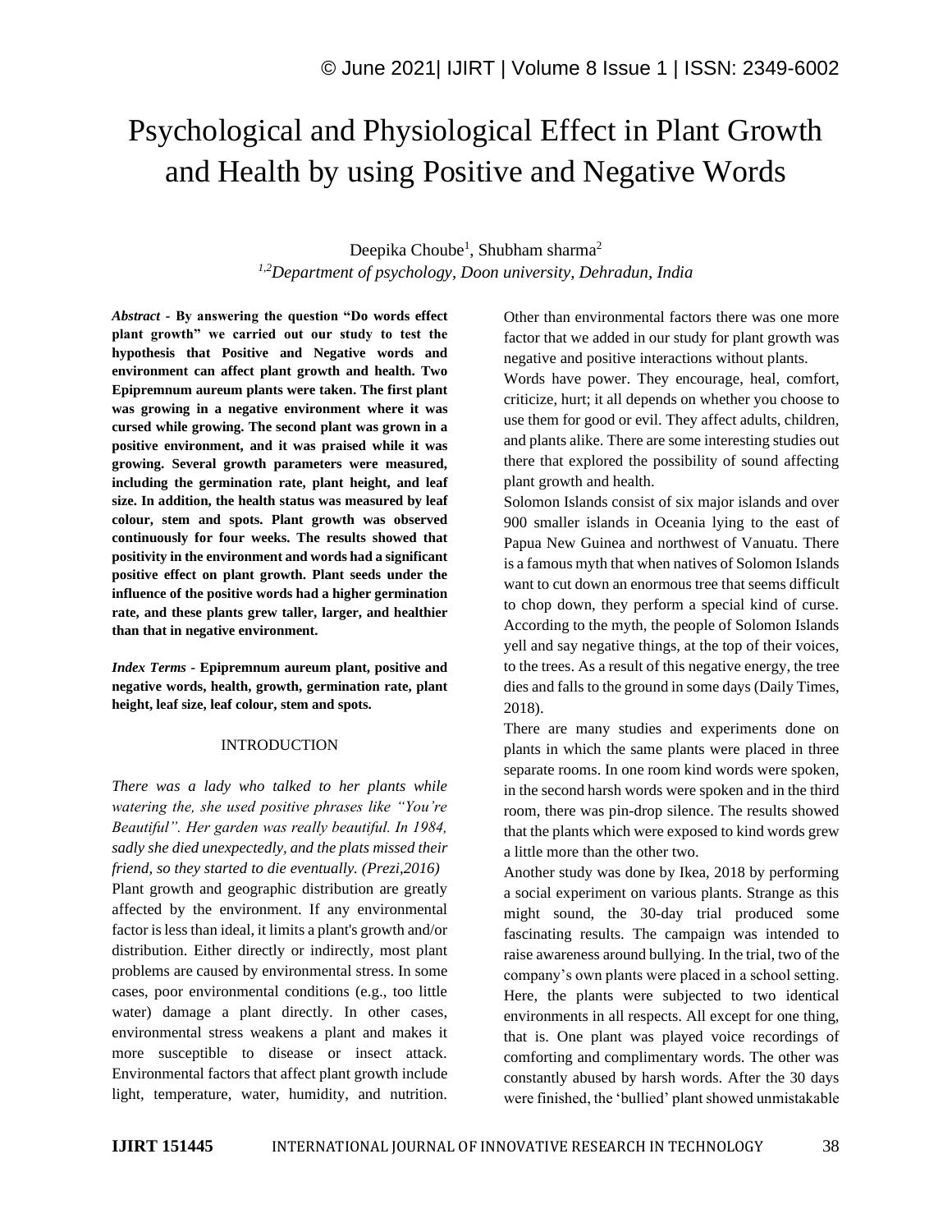# Psychological and Physiological Effect in Plant Growth and Health by using Positive and Negative Words

Deepika Choube[1], Shubham sharma[2]

[1,2]*Department of psychology, Doon university, Dehradun, India*

***Abstract* - By answering the question "Do words effect plant growth" we carried out our study to test the hypothesis that Positive and Negative words and environment can affect plant growth and health. Two Epipremnum aureum plants were taken. The first plant was growing in a negative environment where it was cursed while growing. The second plant was grown in a positive environment, and it was praised while it was growing. Several growth parameters were measured, including the germination rate, plant height, and leaf size. In addition, the health status was measured by leaf colour, stem and spots. Plant growth was observed continuously for four weeks. The results showed that positivity in the environment and words had a significant positive effect on plant growth. Plant seeds under the influence of the positive words had a higher germination rate, and these plants grew taller, larger, and healthier than that in negative environment.**

***Index Terms* - Epipremnum aureum plant, positive and negative words, health, growth, germination rate, plant height, leaf size, leaf colour, stem and spots.**

## INTRODUCTION

*There was a lady who talked to her plants while watering the, she used positive phrases like "You're Beautiful". Her garden was really beautiful. In 1984, sadly she died unexpectedly, and the plats missed their friend, so they started to die eventually. (Prezi,2016)*

Plant growth and geographic distribution are greatly affected by the environment. If any environmental factor is less than ideal, it limits a plant's growth and/or distribution. Either directly or indirectly, most plant problems are caused by environmental stress. In some cases, poor environmental conditions (e.g., too little water) damage a plant directly. In other cases, environmental stress weakens a plant and makes it more susceptible to disease or insect attack. Environmental factors that affect plant growth include light, temperature, water, humidity, and nutrition. Other than environmental factors there was one more factor that we added in our study for plant growth was negative and positive interactions without plants.

Words have power. They encourage, heal, comfort, criticize, hurt; it all depends on whether you choose to use them for good or evil. They affect adults, children, and plants alike. There are some interesting studies out there that explored the possibility of sound affecting plant growth and health.

Solomon Islands consist of six major islands and over 900 smaller islands in Oceania lying to the east of Papua New Guinea and northwest of Vanuatu. There is a famous myth that when natives of Solomon Islands want to cut down an enormous tree that seems difficult to chop down, they perform a special kind of curse. According to the myth, the people of Solomon Islands yell and say negative things, at the top of their voices, to the trees. As a result of this negative energy, the tree dies and falls to the ground in some days (Daily Times, 2018).

There are many studies and experiments done on plants in which the same plants were placed in three separate rooms. In one room kind words were spoken, in the second harsh words were spoken and in the third room, there was pin-drop silence. The results showed that the plants which were exposed to kind words grew a little more than the other two.

Another study was done by Ikea, 2018 by performing a social experiment on various plants. Strange as this might sound, the 30-day trial produced some fascinating results. The campaign was intended to raise awareness around bullying. In the trial, two of the company's own plants were placed in a school setting. Here, the plants were subjected to two identical environments in all respects. All except for one thing, that is. One plant was played voice recordings of comforting and complimentary words. The other was constantly abused by harsh words. After the 30 days were finished, the 'bullied' plant showed unmistakable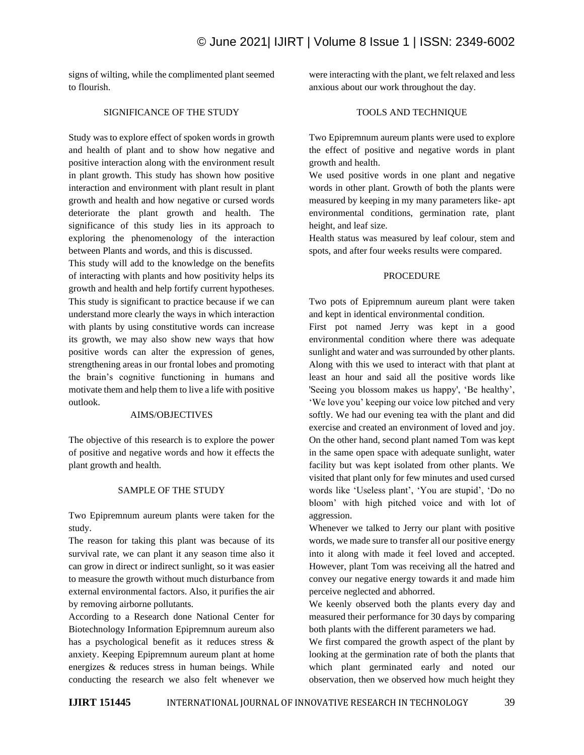signs of wilting, while the complimented plant seemed to flourish.

## SIGNIFICANCE OF THE STUDY

Study was to explore effect of spoken words in growth and health of plant and to show how negative and positive interaction along with the environment result in plant growth. This study has shown how positive interaction and environment with plant result in plant growth and health and how negative or cursed words deteriorate the plant growth and health. The significance of this study lies in its approach to exploring the phenomenology of the interaction between Plants and words, and this is discussed.

This study will add to the knowledge on the benefits of interacting with plants and how positivity helps its growth and health and help fortify current hypotheses. This study is significant to practice because if we can understand more clearly the ways in which interaction with plants by using constitutive words can increase its growth, we may also show new ways that how positive words can alter the expression of genes, strengthening areas in our frontal lobes and promoting the brain's cognitive functioning in humans and motivate them and help them to live a life with positive outlook.

## AIMS/OBJECTIVES

The objective of this research is to explore the power of positive and negative words and how it effects the plant growth and health.

## SAMPLE OF THE STUDY

Two Epipremnum aureum plants were taken for the study.

The reason for taking this plant was because of its survival rate, we can plant it any season time also it can grow in direct or indirect sunlight, so it was easier to measure the growth without much disturbance from external environmental factors. Also, it purifies the air by removing airborne pollutants.

According to a Research done National Center for Biotechnology Information Epipremnum aureum also has a psychological benefit as it reduces stress & anxiety. Keeping Epipremnum aureum plant at home energizes & reduces stress in human beings. While conducting the research we also felt whenever we were interacting with the plant, we felt relaxed and less anxious about our work throughout the day.

## TOOLS AND TECHNIQUE

Two Epipremnum aureum plants were used to explore the effect of positive and negative words in plant growth and health.

We used positive words in one plant and negative words in other plant. Growth of both the plants were measured by keeping in my many parameters like- apt environmental conditions, germination rate, plant height, and leaf size.

Health status was measured by leaf colour, stem and spots, and after four weeks results were compared.

## PROCEDURE

Two pots of Epipremnum aureum plant were taken and kept in identical environmental condition.

First pot named Jerry was kept in a good environmental condition where there was adequate sunlight and water and was surrounded by other plants. Along with this we used to interact with that plant at least an hour and said all the positive words like 'Seeing you blossom makes us happy', 'Be healthy', 'We love you' keeping our voice low pitched and very softly. We had our evening tea with the plant and did exercise and created an environment of loved and joy. On the other hand, second plant named Tom was kept in the same open space with adequate sunlight, water facility but was kept isolated from other plants. We visited that plant only for few minutes and used cursed words like 'Useless plant', 'You are stupid', 'Do no bloom' with high pitched voice and with lot of aggression.

Whenever we talked to Jerry our plant with positive words, we made sure to transfer all our positive energy into it along with made it feel loved and accepted. However, plant Tom was receiving all the hatred and convey our negative energy towards it and made him perceive neglected and abhorred.

We keenly observed both the plants every day and measured their performance for 30 days by comparing both plants with the different parameters we had.

We first compared the growth aspect of the plant by looking at the germination rate of both the plants that which plant germinated early and noted our observation, then we observed how much height they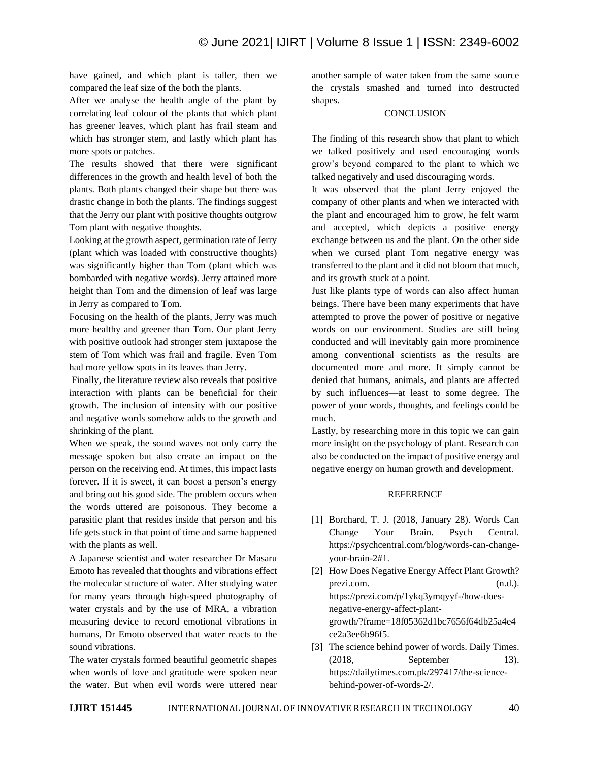have gained, and which plant is taller, then we compared the leaf size of the both the plants.

After we analyse the health angle of the plant by correlating leaf colour of the plants that which plant has greener leaves, which plant has frail steam and which has stronger stem, and lastly which plant has more spots or patches.

The results showed that there were significant differences in the growth and health level of both the plants. Both plants changed their shape but there was drastic change in both the plants. The findings suggest that the Jerry our plant with positive thoughts outgrow Tom plant with negative thoughts.

Looking at the growth aspect, germination rate of Jerry (plant which was loaded with constructive thoughts) was significantly higher than Tom (plant which was bombarded with negative words). Jerry attained more height than Tom and the dimension of leaf was large in Jerry as compared to Tom.

Focusing on the health of the plants, Jerry was much more healthy and greener than Tom. Our plant Jerry with positive outlook had stronger stem juxtapose the stem of Tom which was frail and fragile. Even Tom had more yellow spots in its leaves than Jerry.

Finally, the literature review also reveals that positive interaction with plants can be beneficial for their growth. The inclusion of intensity with our positive and negative words somehow adds to the growth and shrinking of the plant.

When we speak, the sound waves not only carry the message spoken but also create an impact on the person on the receiving end. At times, this impact lasts forever. If it is sweet, it can boost a person's energy and bring out his good side. The problem occurs when the words uttered are poisonous. They become a parasitic plant that resides inside that person and his life gets stuck in that point of time and same happened with the plants as well.

A Japanese scientist and water researcher Dr Masaru Emoto has revealed that thoughts and vibrations effect the molecular structure of water. After studying water for many years through high-speed photography of water crystals and by the use of MRA, a vibration measuring device to record emotional vibrations in humans, Dr Emoto observed that water reacts to the sound vibrations.

The water crystals formed beautiful geometric shapes when words of love and gratitude were spoken near the water. But when evil words were uttered near another sample of water taken from the same source the crystals smashed and turned into destructed shapes.

## CONCLUSION

The finding of this research show that plant to which we talked positively and used encouraging words grow's beyond compared to the plant to which we talked negatively and used discouraging words.

It was observed that the plant Jerry enjoyed the company of other plants and when we interacted with the plant and encouraged him to grow, he felt warm and accepted, which depicts a positive energy exchange between us and the plant. On the other side when we cursed plant Tom negative energy was transferred to the plant and it did not bloom that much, and its growth stuck at a point.

Just like plants type of words can also affect human beings. There have been many experiments that have attempted to prove the power of positive or negative words on our environment. Studies are still being conducted and will inevitably gain more prominence among conventional scientists as the results are documented more and more. It simply cannot be denied that humans, animals, and plants are affected by such influences—at least to some degree. The power of your words, thoughts, and feelings could be much.

Lastly, by researching more in this topic we can gain more insight on the psychology of plant. Research can also be conducted on the impact of positive energy and negative energy on human growth and development.

## REFERENCE

[1] Borchard, T. J. (2018, January 28). Words Can Change Your Brain. Psych Central. https://psychcentral.com/blog/words-can-change-your-brain-2#1.

[2] How Does Negative Energy Affect Plant Growth? prezi.com. (n.d.). https://prezi.com/p/1ykq3ymqyyf-/how-does-negative-energy-affect-plant-growth/?frame=18f05362d1bc7656f64db25a4e4ce2a3ee6b96f5.

[3] The science behind power of words. Daily Times. (2018, September 13). https://dailytimes.com.pk/297417/the-science-behind-power-of-words-2/.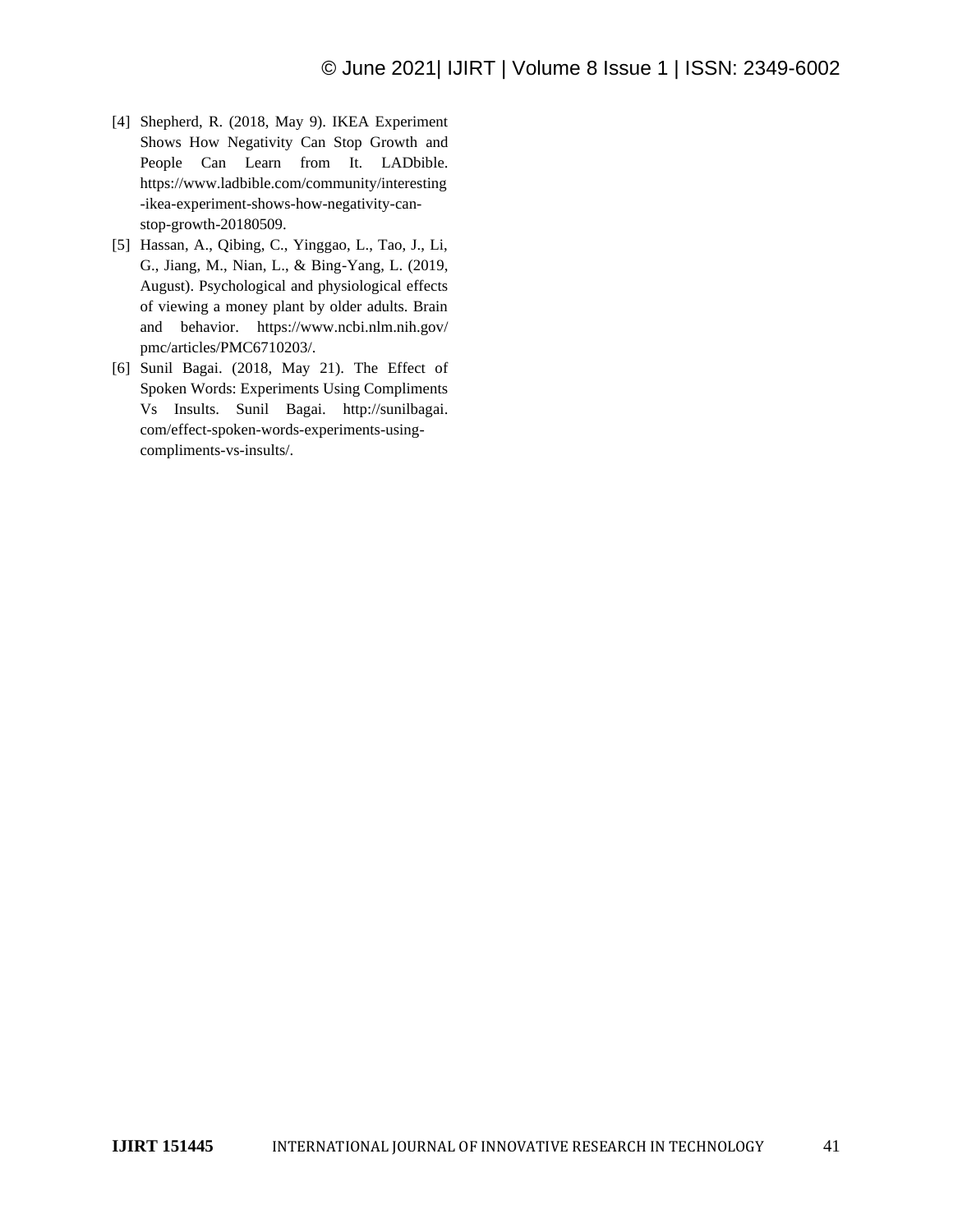[4] Shepherd, R. (2018, May 9). IKEA Experiment Shows How Negativity Can Stop Growth and People Can Learn from It. LADbible. https://www.ladbible.com/community/interesting-ikea-experiment-shows-how-negativity-can-stop-growth-20180509.

[5] Hassan, A., Qibing, C., Yinggao, L., Tao, J., Li, G., Jiang, M., Nian, L., & Bing-Yang, L. (2019, August). Psychological and physiological effects of viewing a money plant by older adults. Brain and behavior. https://www.ncbi.nlm.nih.gov/pmc/articles/PMC6710203/.

[6] Sunil Bagai. (2018, May 21). The Effect of Spoken Words: Experiments Using Compliments Vs Insults. Sunil Bagai. http://sunilbagai.com/effect-spoken-words-experiments-using-compliments-vs-insults/.